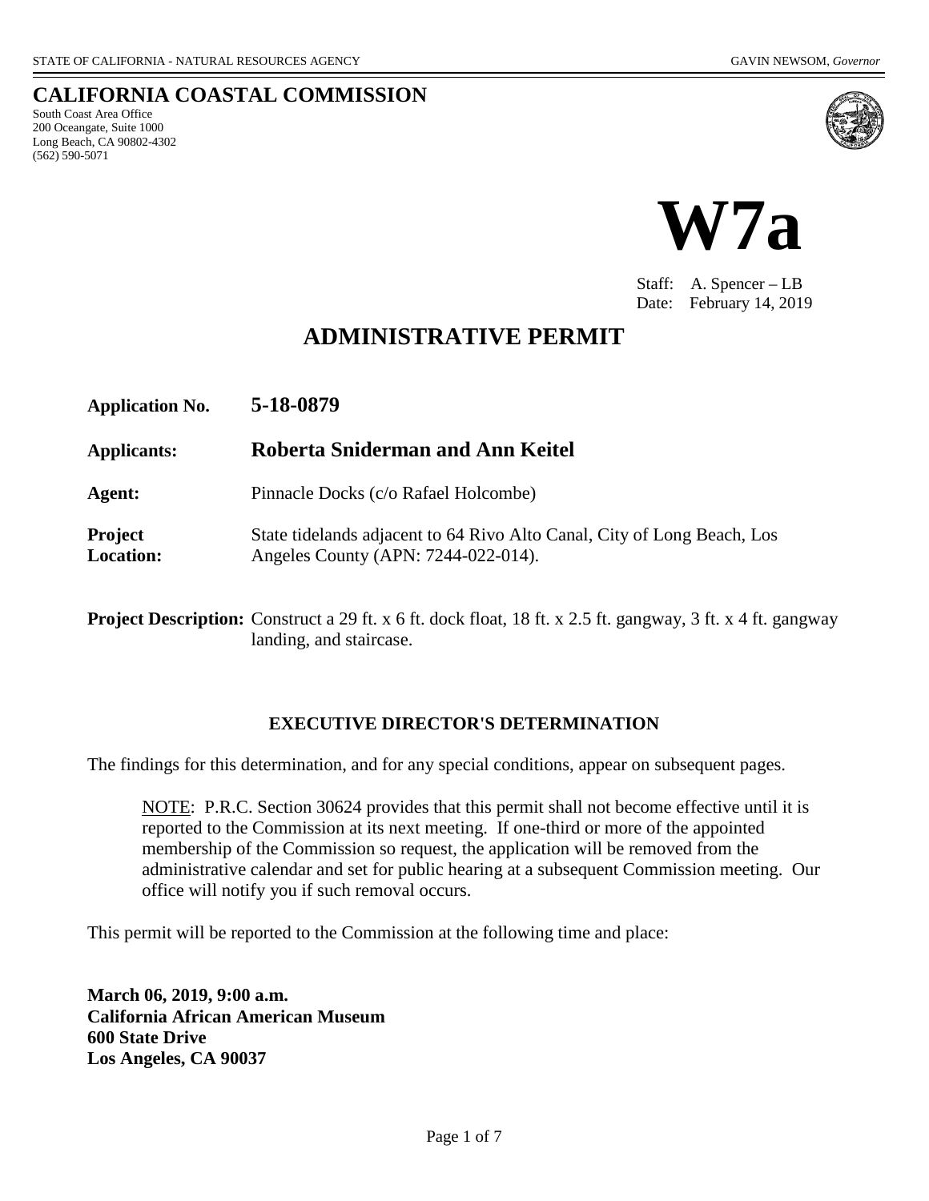STATE OF CALIFORNIA - NATURAL RESOURCES AGENCY GAVIN NEWSOM, *Governor*

# CALIFORNIA COASTAL COMMISSION

South Coast Area Office
200 Oceangate, Suite 1000
Long Beach, CA 90802-4302
(562) 590-5071

# W7a

Staff: A. Spencer – LB
Date: February 14, 2019

## ADMINISTRATIVE PERMIT

**Application No.** **5-18-0879**

**Applicants:** **Roberta Sniderman and Ann Keitel**

**Agent:** Pinnacle Docks (c/o Rafael Holcombe)

**Project Location:** State tidelands adjacent to 64 Rivo Alto Canal, City of Long Beach, Los Angeles County (APN: 7244-022-014).

**Project Description:** Construct a 29 ft. x 6 ft. dock float, 18 ft. x 2.5 ft. gangway, 3 ft. x 4 ft. gangway landing, and staircase.

### EXECUTIVE DIRECTOR'S DETERMINATION

The findings for this determination, and for any special conditions, appear on subsequent pages.

> NOTE: P.R.C. Section 30624 provides that this permit shall not become effective until it is reported to the Commission at its next meeting. If one-third or more of the appointed membership of the Commission so request, the application will be removed from the administrative calendar and set for public hearing at a subsequent Commission meeting. Our office will notify you if such removal occurs.

This permit will be reported to the Commission at the following time and place:

**March 06, 2019, 9:00 a.m.**
**California African American Museum**
**600 State Drive**
**Los Angeles, CA 90037**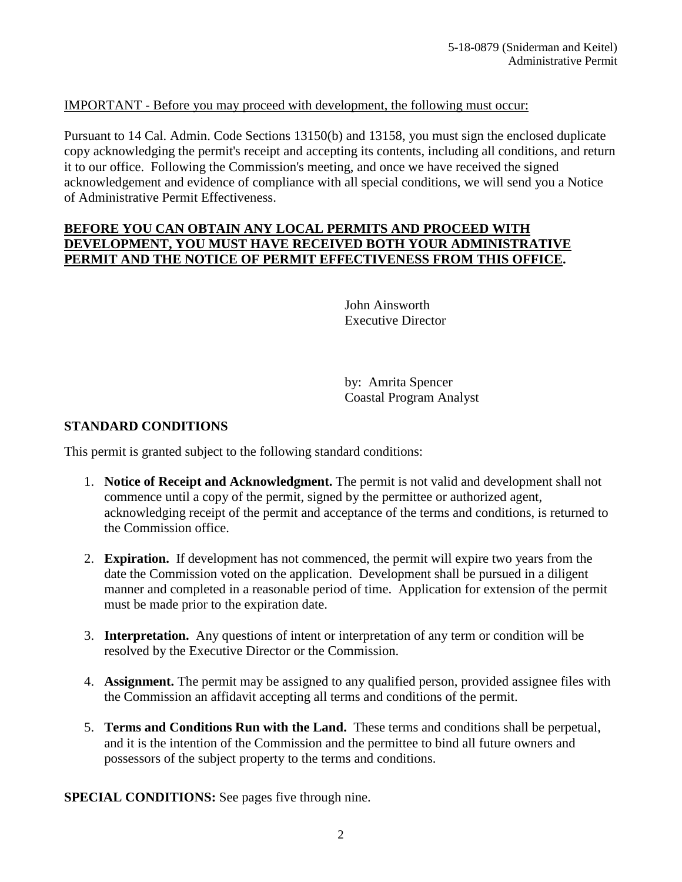IMPORTANT - Before you may proceed with development, the following must occur:

Pursuant to 14 Cal. Admin. Code Sections 13150(b) and 13158, you must sign the enclosed duplicate copy acknowledging the permit's receipt and accepting its contents, including all conditions, and return it to our office. Following the Commission's meeting, and once we have received the signed acknowledgement and evidence of compliance with all special conditions, we will send you a Notice of Administrative Permit Effectiveness.

**BEFORE YOU CAN OBTAIN ANY LOCAL PERMITS AND PROCEED WITH DEVELOPMENT, YOU MUST HAVE RECEIVED BOTH YOUR ADMINISTRATIVE PERMIT AND THE NOTICE OF PERMIT EFFECTIVENESS FROM THIS OFFICE.**

John Ainsworth
Executive Director

by: Amrita Spencer
Coastal Program Analyst

## STANDARD CONDITIONS

This permit is granted subject to the following standard conditions:

1. **Notice of Receipt and Acknowledgment.** The permit is not valid and development shall not commence until a copy of the permit, signed by the permittee or authorized agent, acknowledging receipt of the permit and acceptance of the terms and conditions, is returned to the Commission office.

2. **Expiration.** If development has not commenced, the permit will expire two years from the date the Commission voted on the application. Development shall be pursued in a diligent manner and completed in a reasonable period of time. Application for extension of the permit must be made prior to the expiration date.

3. **Interpretation.** Any questions of intent or interpretation of any term or condition will be resolved by the Executive Director or the Commission.

4. **Assignment.** The permit may be assigned to any qualified person, provided assignee files with the Commission an affidavit accepting all terms and conditions of the permit.

5. **Terms and Conditions Run with the Land.** These terms and conditions shall be perpetual, and it is the intention of the Commission and the permittee to bind all future owners and possessors of the subject property to the terms and conditions.

**SPECIAL CONDITIONS:** See pages five through nine.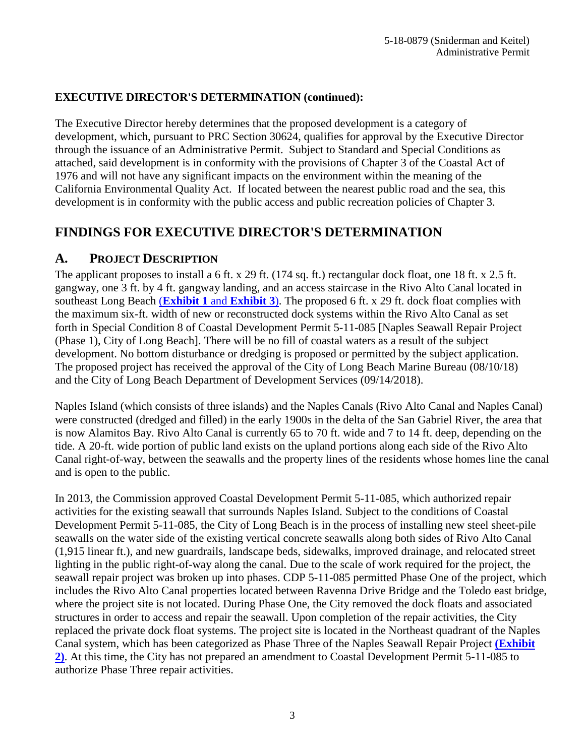**EXECUTIVE DIRECTOR'S DETERMINATION (continued):**

The Executive Director hereby determines that the proposed development is a category of development, which, pursuant to PRC Section 30624, qualifies for approval by the Executive Director through the issuance of an Administrative Permit. Subject to Standard and Special Conditions as attached, said development is in conformity with the provisions of Chapter 3 of the Coastal Act of 1976 and will not have any significant impacts on the environment within the meaning of the California Environmental Quality Act. If located between the nearest public road and the sea, this development is in conformity with the public access and public recreation policies of Chapter 3.

## FINDINGS FOR EXECUTIVE DIRECTOR'S DETERMINATION

### A. PROJECT DESCRIPTION

The applicant proposes to install a 6 ft. x 29 ft. (174 sq. ft.) rectangular dock float, one 18 ft. x 2.5 ft. gangway, one 3 ft. by 4 ft. gangway landing, and an access staircase in the Rivo Alto Canal located in southeast Long Beach (**Exhibit 1** and **Exhibit 3**). The proposed 6 ft. x 29 ft. dock float complies with the maximum six-ft. width of new or reconstructed dock systems within the Rivo Alto Canal as set forth in Special Condition 8 of Coastal Development Permit 5-11-085 [Naples Seawall Repair Project (Phase 1), City of Long Beach]. There will be no fill of coastal waters as a result of the subject development. No bottom disturbance or dredging is proposed or permitted by the subject application. The proposed project has received the approval of the City of Long Beach Marine Bureau (08/10/18) and the City of Long Beach Department of Development Services (09/14/2018).

Naples Island (which consists of three islands) and the Naples Canals (Rivo Alto Canal and Naples Canal) were constructed (dredged and filled) in the early 1900s in the delta of the San Gabriel River, the area that is now Alamitos Bay. Rivo Alto Canal is currently 65 to 70 ft. wide and 7 to 14 ft. deep, depending on the tide. A 20-ft. wide portion of public land exists on the upland portions along each side of the Rivo Alto Canal right-of-way, between the seawalls and the property lines of the residents whose homes line the canal and is open to the public.

In 2013, the Commission approved Coastal Development Permit 5-11-085, which authorized repair activities for the existing seawall that surrounds Naples Island. Subject to the conditions of Coastal Development Permit 5-11-085, the City of Long Beach is in the process of installing new steel sheet-pile seawalls on the water side of the existing vertical concrete seawalls along both sides of Rivo Alto Canal (1,915 linear ft.), and new guardrails, landscape beds, sidewalks, improved drainage, and relocated street lighting in the public right-of-way along the canal. Due to the scale of work required for the project, the seawall repair project was broken up into phases. CDP 5-11-085 permitted Phase One of the project, which includes the Rivo Alto Canal properties located between Ravenna Drive Bridge and the Toledo east bridge, where the project site is not located. During Phase One, the City removed the dock floats and associated structures in order to access and repair the seawall. Upon completion of the repair activities, the City replaced the private dock float systems. The project site is located in the Northeast quadrant of the Naples Canal system, which has been categorized as Phase Three of the Naples Seawall Repair Project **(Exhibit 2)**. At this time, the City has not prepared an amendment to Coastal Development Permit 5-11-085 to authorize Phase Three repair activities.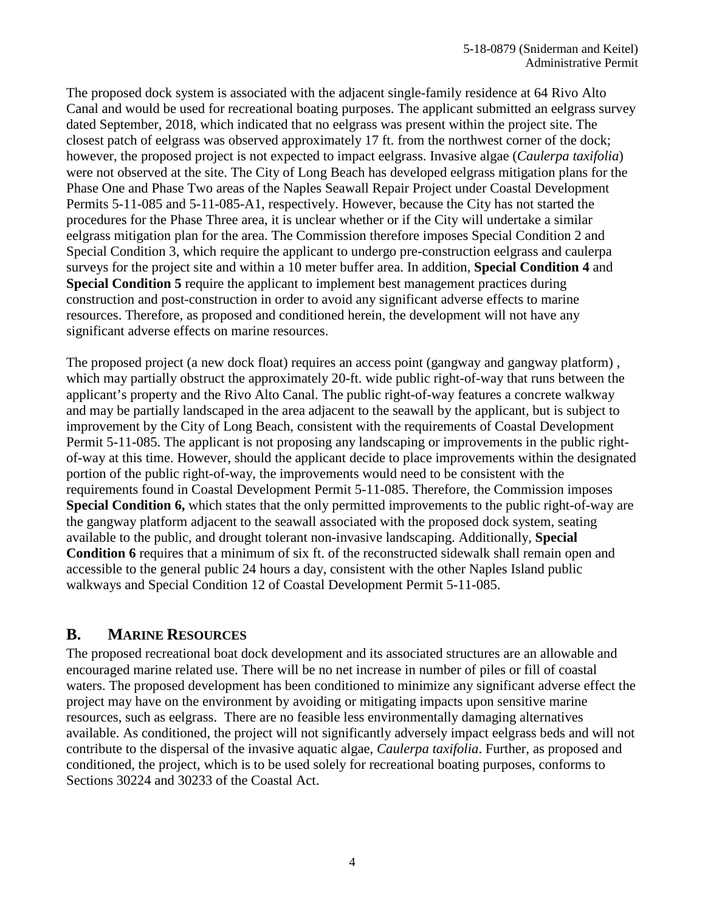The proposed dock system is associated with the adjacent single-family residence at 64 Rivo Alto Canal and would be used for recreational boating purposes. The applicant submitted an eelgrass survey dated September, 2018, which indicated that no eelgrass was present within the project site. The closest patch of eelgrass was observed approximately 17 ft. from the northwest corner of the dock; however, the proposed project is not expected to impact eelgrass. Invasive algae (*Caulerpa taxifolia*) were not observed at the site. The City of Long Beach has developed eelgrass mitigation plans for the Phase One and Phase Two areas of the Naples Seawall Repair Project under Coastal Development Permits 5-11-085 and 5-11-085-A1, respectively. However, because the City has not started the procedures for the Phase Three area, it is unclear whether or if the City will undertake a similar eelgrass mitigation plan for the area. The Commission therefore imposes Special Condition 2 and Special Condition 3, which require the applicant to undergo pre-construction eelgrass and caulerpa surveys for the project site and within a 10 meter buffer area. In addition, **Special Condition 4** and **Special Condition 5** require the applicant to implement best management practices during construction and post-construction in order to avoid any significant adverse effects to marine resources. Therefore, as proposed and conditioned herein, the development will not have any significant adverse effects on marine resources.

The proposed project (a new dock float) requires an access point (gangway and gangway platform) , which may partially obstruct the approximately 20-ft. wide public right-of-way that runs between the applicant's property and the Rivo Alto Canal. The public right-of-way features a concrete walkway and may be partially landscaped in the area adjacent to the seawall by the applicant, but is subject to improvement by the City of Long Beach, consistent with the requirements of Coastal Development Permit 5-11-085. The applicant is not proposing any landscaping or improvements in the public right-of-way at this time. However, should the applicant decide to place improvements within the designated portion of the public right-of-way, the improvements would need to be consistent with the requirements found in Coastal Development Permit 5-11-085. Therefore, the Commission imposes **Special Condition 6,** which states that the only permitted improvements to the public right-of-way are the gangway platform adjacent to the seawall associated with the proposed dock system, seating available to the public, and drought tolerant non-invasive landscaping. Additionally, **Special Condition 6** requires that a minimum of six ft. of the reconstructed sidewalk shall remain open and accessible to the general public 24 hours a day, consistent with the other Naples Island public walkways and Special Condition 12 of Coastal Development Permit 5-11-085.

## B. MARINE RESOURCES

The proposed recreational boat dock development and its associated structures are an allowable and encouraged marine related use. There will be no net increase in number of piles or fill of coastal waters. The proposed development has been conditioned to minimize any significant adverse effect the project may have on the environment by avoiding or mitigating impacts upon sensitive marine resources, such as eelgrass. There are no feasible less environmentally damaging alternatives available. As conditioned, the project will not significantly adversely impact eelgrass beds and will not contribute to the dispersal of the invasive aquatic algae, *Caulerpa taxifolia*. Further, as proposed and conditioned, the project, which is to be used solely for recreational boating purposes, conforms to Sections 30224 and 30233 of the Coastal Act.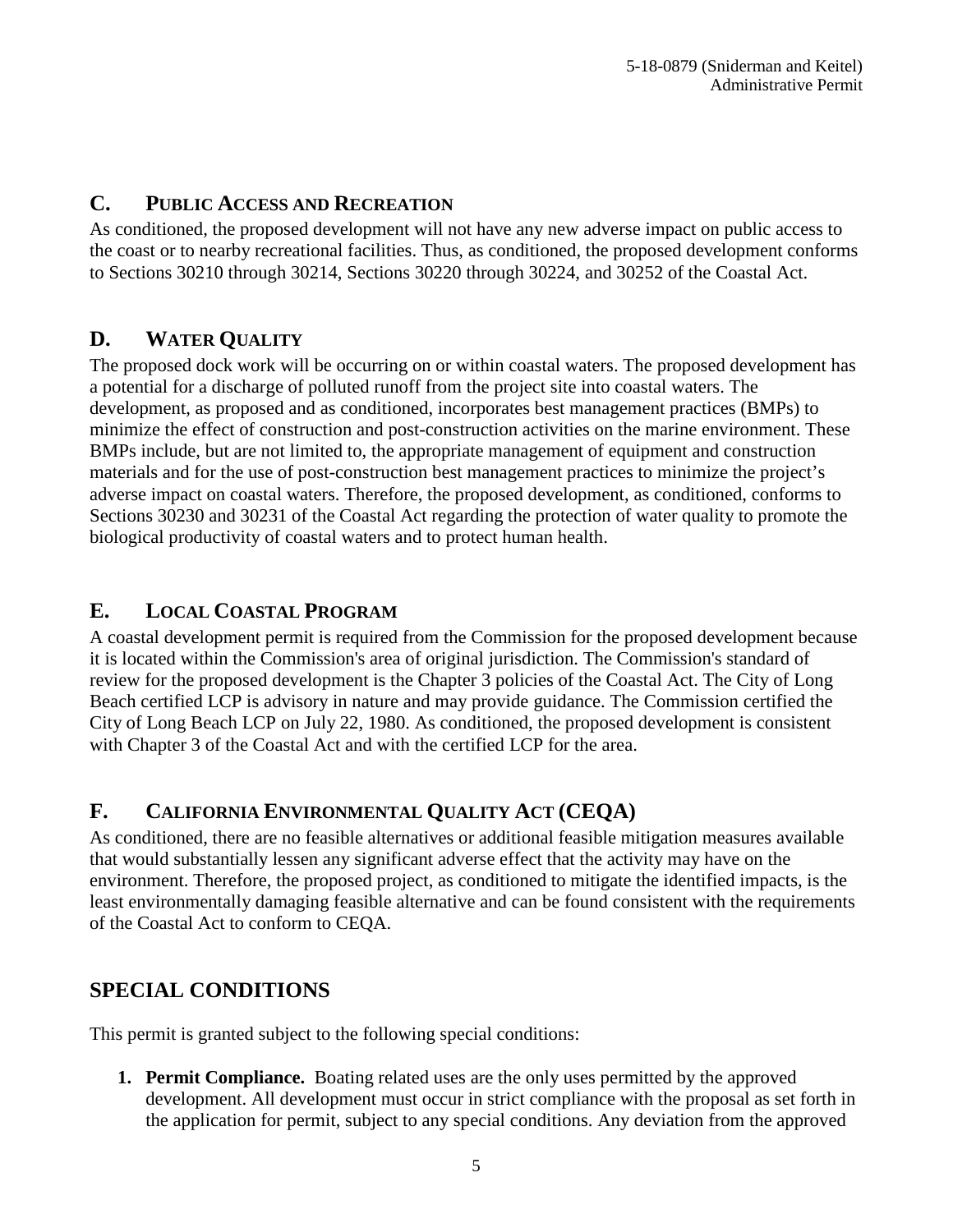## C. PUBLIC ACCESS AND RECREATION

As conditioned, the proposed development will not have any new adverse impact on public access to the coast or to nearby recreational facilities. Thus, as conditioned, the proposed development conforms to Sections 30210 through 30214, Sections 30220 through 30224, and 30252 of the Coastal Act.

## D. WATER QUALITY

The proposed dock work will be occurring on or within coastal waters. The proposed development has a potential for a discharge of polluted runoff from the project site into coastal waters. The development, as proposed and as conditioned, incorporates best management practices (BMPs) to minimize the effect of construction and post-construction activities on the marine environment. These BMPs include, but are not limited to, the appropriate management of equipment and construction materials and for the use of post-construction best management practices to minimize the project's adverse impact on coastal waters. Therefore, the proposed development, as conditioned, conforms to Sections 30230 and 30231 of the Coastal Act regarding the protection of water quality to promote the biological productivity of coastal waters and to protect human health.

## E. LOCAL COASTAL PROGRAM

A coastal development permit is required from the Commission for the proposed development because it is located within the Commission's area of original jurisdiction. The Commission's standard of review for the proposed development is the Chapter 3 policies of the Coastal Act. The City of Long Beach certified LCP is advisory in nature and may provide guidance. The Commission certified the City of Long Beach LCP on July 22, 1980. As conditioned, the proposed development is consistent with Chapter 3 of the Coastal Act and with the certified LCP for the area.

## F. CALIFORNIA ENVIRONMENTAL QUALITY ACT (CEQA)

As conditioned, there are no feasible alternatives or additional feasible mitigation measures available that would substantially lessen any significant adverse effect that the activity may have on the environment. Therefore, the proposed project, as conditioned to mitigate the identified impacts, is the least environmentally damaging feasible alternative and can be found consistent with the requirements of the Coastal Act to conform to CEQA.

# SPECIAL CONDITIONS

This permit is granted subject to the following special conditions:

1. **Permit Compliance.** Boating related uses are the only uses permitted by the approved development. All development must occur in strict compliance with the proposal as set forth in the application for permit, subject to any special conditions. Any deviation from the approved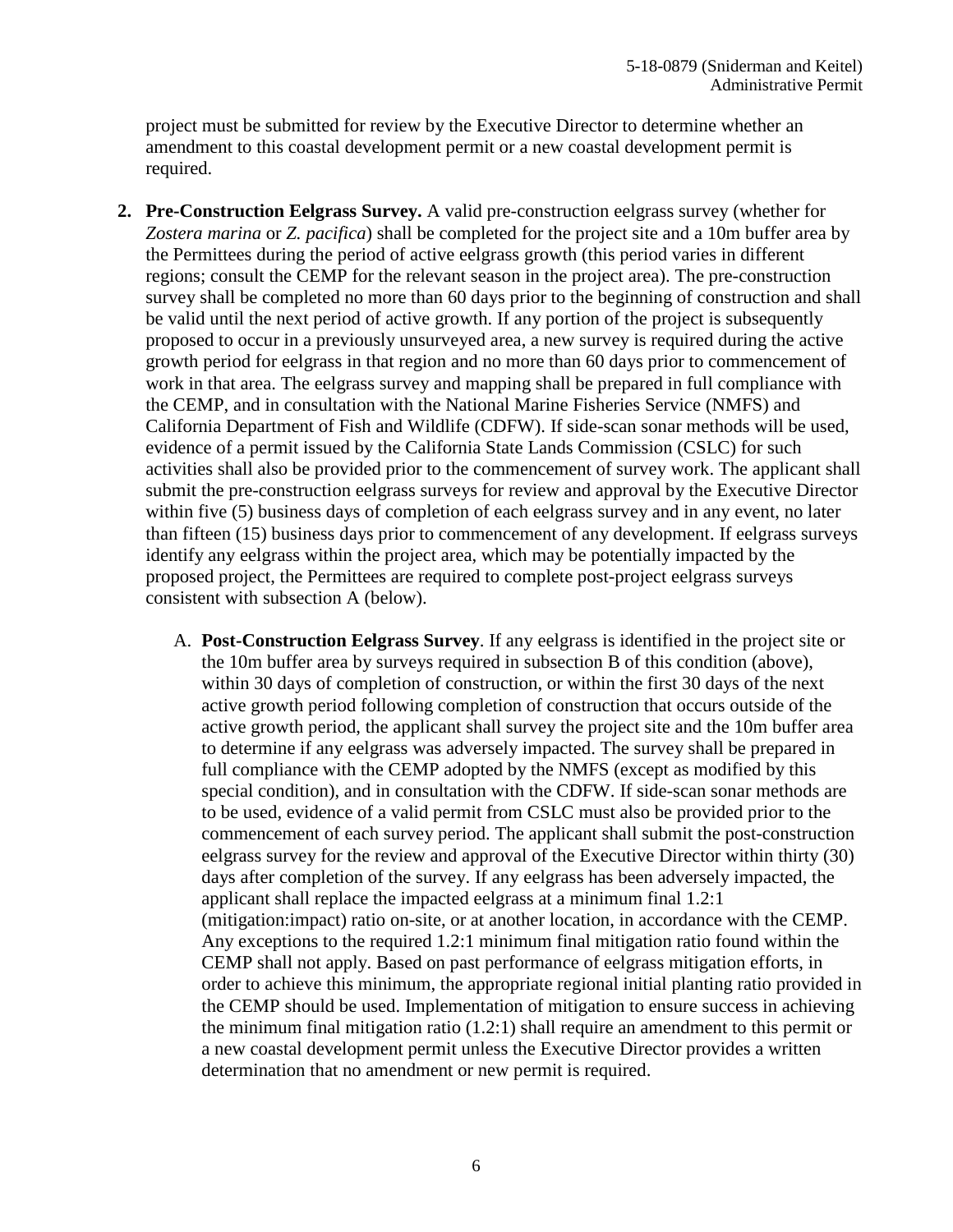project must be submitted for review by the Executive Director to determine whether an amendment to this coastal development permit or a new coastal development permit is required.

2. **Pre-Construction Eelgrass Survey.** A valid pre-construction eelgrass survey (whether for *Zostera marina* or *Z. pacifica*) shall be completed for the project site and a 10m buffer area by the Permittees during the period of active eelgrass growth (this period varies in different regions; consult the CEMP for the relevant season in the project area). The pre-construction survey shall be completed no more than 60 days prior to the beginning of construction and shall be valid until the next period of active growth. If any portion of the project is subsequently proposed to occur in a previously unsurveyed area, a new survey is required during the active growth period for eelgrass in that region and no more than 60 days prior to commencement of work in that area. The eelgrass survey and mapping shall be prepared in full compliance with the CEMP, and in consultation with the National Marine Fisheries Service (NMFS) and California Department of Fish and Wildlife (CDFW). If side-scan sonar methods will be used, evidence of a permit issued by the California State Lands Commission (CSLC) for such activities shall also be provided prior to the commencement of survey work. The applicant shall submit the pre-construction eelgrass surveys for review and approval by the Executive Director within five (5) business days of completion of each eelgrass survey and in any event, no later than fifteen (15) business days prior to commencement of any development. If eelgrass surveys identify any eelgrass within the project area, which may be potentially impacted by the proposed project, the Permittees are required to complete post-project eelgrass surveys consistent with subsection A (below).

   A. **Post-Construction Eelgrass Survey**. If any eelgrass is identified in the project site or the 10m buffer area by surveys required in subsection B of this condition (above), within 30 days of completion of construction, or within the first 30 days of the next active growth period following completion of construction that occurs outside of the active growth period, the applicant shall survey the project site and the 10m buffer area to determine if any eelgrass was adversely impacted. The survey shall be prepared in full compliance with the CEMP adopted by the NMFS (except as modified by this special condition), and in consultation with the CDFW. If side-scan sonar methods are to be used, evidence of a valid permit from CSLC must also be provided prior to the commencement of each survey period. The applicant shall submit the post-construction eelgrass survey for the review and approval of the Executive Director within thirty (30) days after completion of the survey. If any eelgrass has been adversely impacted, the applicant shall replace the impacted eelgrass at a minimum final 1.2:1 (mitigation:impact) ratio on-site, or at another location, in accordance with the CEMP. Any exceptions to the required 1.2:1 minimum final mitigation ratio found within the CEMP shall not apply. Based on past performance of eelgrass mitigation efforts, in order to achieve this minimum, the appropriate regional initial planting ratio provided in the CEMP should be used. Implementation of mitigation to ensure success in achieving the minimum final mitigation ratio (1.2:1) shall require an amendment to this permit or a new coastal development permit unless the Executive Director provides a written determination that no amendment or new permit is required.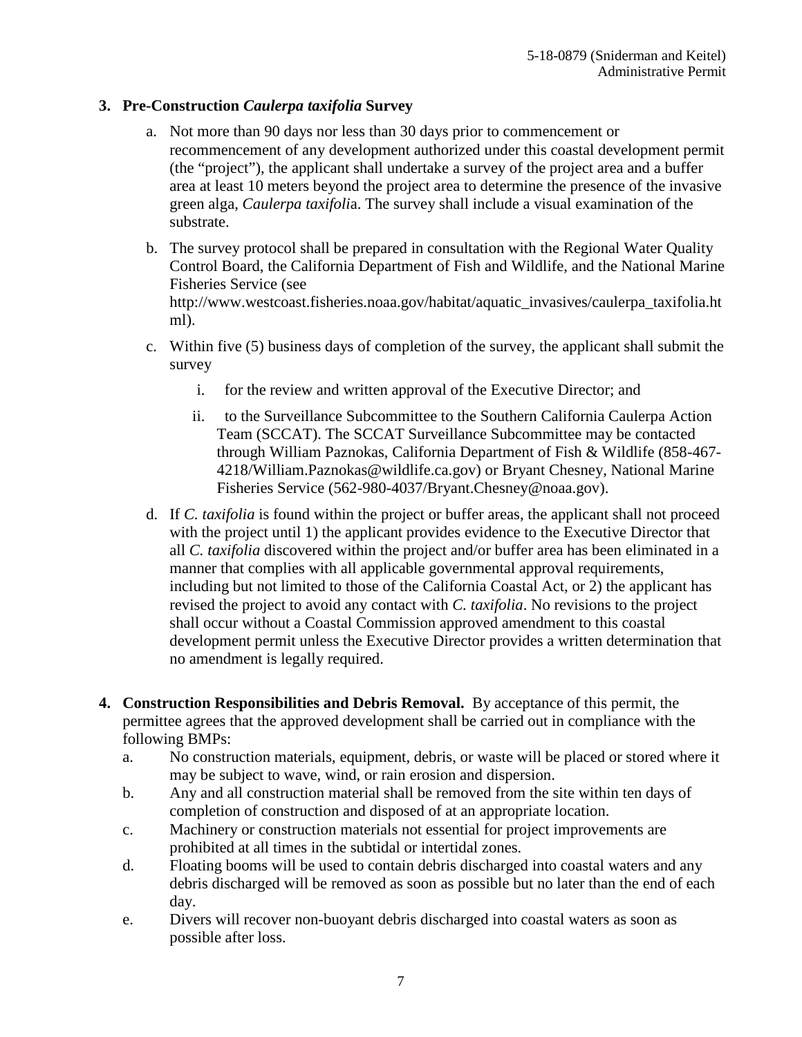3. **Pre-Construction *Caulerpa taxifolia* Survey**

   a. Not more than 90 days nor less than 30 days prior to commencement or recommencement of any development authorized under this coastal development permit (the "project"), the applicant shall undertake a survey of the project area and a buffer area at least 10 meters beyond the project area to determine the presence of the invasive green alga, *Caulerpa taxifolia*. The survey shall include a visual examination of the substrate.

   b. The survey protocol shall be prepared in consultation with the Regional Water Quality Control Board, the California Department of Fish and Wildlife, and the National Marine Fisheries Service (see http://www.westcoast.fisheries.noaa.gov/habitat/aquatic_invasives/caulerpa_taxifolia.html).

   c. Within five (5) business days of completion of the survey, the applicant shall submit the survey

      i. for the review and written approval of the Executive Director; and

      ii. to the Surveillance Subcommittee to the Southern California Caulerpa Action Team (SCCAT). The SCCAT Surveillance Subcommittee may be contacted through William Paznokas, California Department of Fish & Wildlife (858-467-4218/William.Paznokas@wildlife.ca.gov) or Bryant Chesney, National Marine Fisheries Service (562-980-4037/Bryant.Chesney@noaa.gov).

   d. If *C. taxifolia* is found within the project or buffer areas, the applicant shall not proceed with the project until 1) the applicant provides evidence to the Executive Director that all *C. taxifolia* discovered within the project and/or buffer area has been eliminated in a manner that complies with all applicable governmental approval requirements, including but not limited to those of the California Coastal Act, or 2) the applicant has revised the project to avoid any contact with *C. taxifolia*. No revisions to the project shall occur without a Coastal Commission approved amendment to this coastal development permit unless the Executive Director provides a written determination that no amendment is legally required.

4. **Construction Responsibilities and Debris Removal.** By acceptance of this permit, the permittee agrees that the approved development shall be carried out in compliance with the following BMPs:

   a. No construction materials, equipment, debris, or waste will be placed or stored where it may be subject to wave, wind, or rain erosion and dispersion.

   b. Any and all construction material shall be removed from the site within ten days of completion of construction and disposed of at an appropriate location.

   c. Machinery or construction materials not essential for project improvements are prohibited at all times in the subtidal or intertidal zones.

   d. Floating booms will be used to contain debris discharged into coastal waters and any debris discharged will be removed as soon as possible but no later than the end of each day.

   e. Divers will recover non-buoyant debris discharged into coastal waters as soon as possible after loss.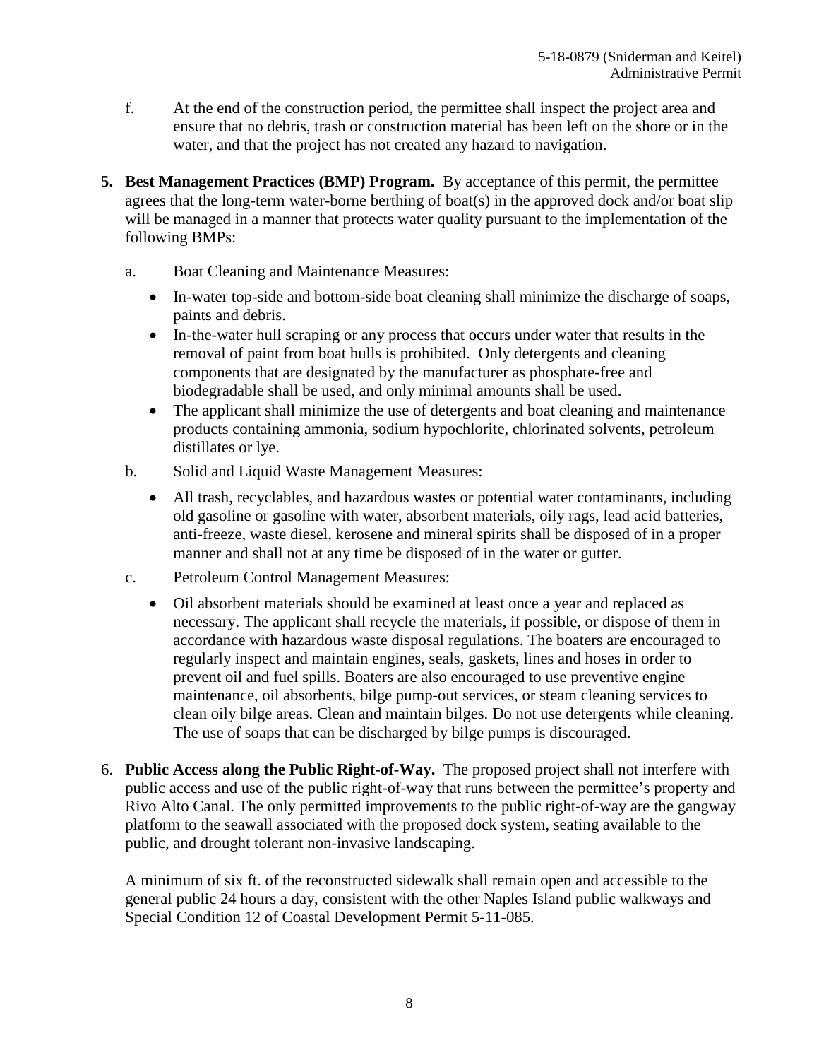f. At the end of the construction period, the permittee shall inspect the project area and ensure that no debris, trash or construction material has been left on the shore or in the water, and that the project has not created any hazard to navigation.

**5. Best Management Practices (BMP) Program.** By acceptance of this permit, the permittee agrees that the long-term water-borne berthing of boat(s) in the approved dock and/or boat slip will be managed in a manner that protects water quality pursuant to the implementation of the following BMPs:

a. Boat Cleaning and Maintenance Measures:

- In-water top-side and bottom-side boat cleaning shall minimize the discharge of soaps, paints and debris.
- In-the-water hull scraping or any process that occurs under water that results in the removal of paint from boat hulls is prohibited. Only detergents and cleaning components that are designated by the manufacturer as phosphate-free and biodegradable shall be used, and only minimal amounts shall be used.
- The applicant shall minimize the use of detergents and boat cleaning and maintenance products containing ammonia, sodium hypochlorite, chlorinated solvents, petroleum distillates or lye.

b. Solid and Liquid Waste Management Measures:

- All trash, recyclables, and hazardous wastes or potential water contaminants, including old gasoline or gasoline with water, absorbent materials, oily rags, lead acid batteries, anti-freeze, waste diesel, kerosene and mineral spirits shall be disposed of in a proper manner and shall not at any time be disposed of in the water or gutter.

c. Petroleum Control Management Measures:

- Oil absorbent materials should be examined at least once a year and replaced as necessary. The applicant shall recycle the materials, if possible, or dispose of them in accordance with hazardous waste disposal regulations. The boaters are encouraged to regularly inspect and maintain engines, seals, gaskets, lines and hoses in order to prevent oil and fuel spills. Boaters are also encouraged to use preventive engine maintenance, oil absorbents, bilge pump-out services, or steam cleaning services to clean oily bilge areas. Clean and maintain bilges. Do not use detergents while cleaning. The use of soaps that can be discharged by bilge pumps is discouraged.

6. **Public Access along the Public Right-of-Way.** The proposed project shall not interfere with public access and use of the public right-of-way that runs between the permittee's property and Rivo Alto Canal. The only permitted improvements to the public right-of-way are the gangway platform to the seawall associated with the proposed dock system, seating available to the public, and drought tolerant non-invasive landscaping.

A minimum of six ft. of the reconstructed sidewalk shall remain open and accessible to the general public 24 hours a day, consistent with the other Naples Island public walkways and Special Condition 12 of Coastal Development Permit 5-11-085.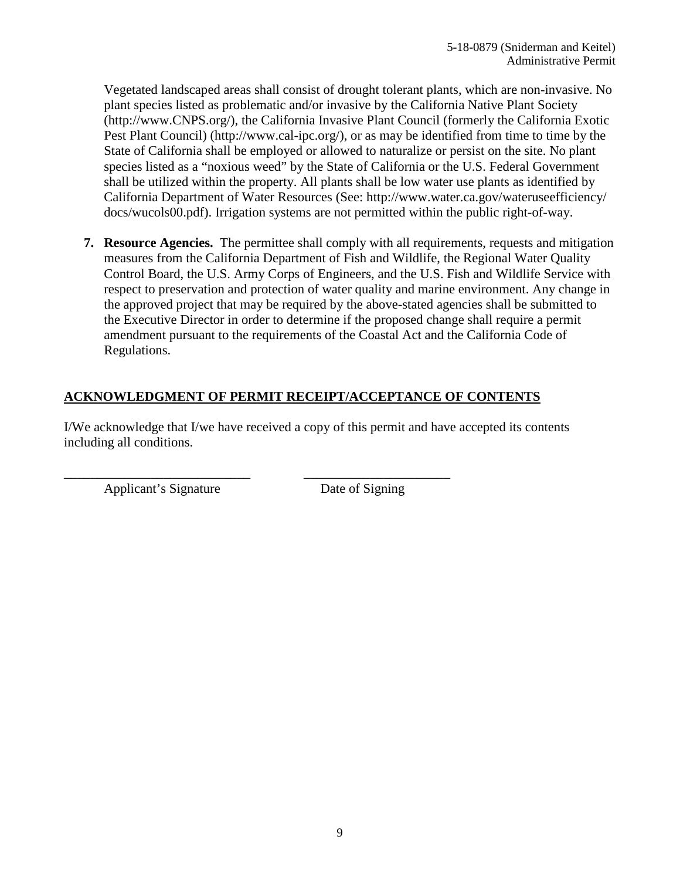Vegetated landscaped areas shall consist of drought tolerant plants, which are non-invasive. No plant species listed as problematic and/or invasive by the California Native Plant Society (http://www.CNPS.org/), the California Invasive Plant Council (formerly the California Exotic Pest Plant Council) (http://www.cal-ipc.org/), or as may be identified from time to time by the State of California shall be employed or allowed to naturalize or persist on the site. No plant species listed as a "noxious weed" by the State of California or the U.S. Federal Government shall be utilized within the property. All plants shall be low water use plants as identified by California Department of Water Resources (See: http://www.water.ca.gov/wateruseefficiency/docs/wucols00.pdf). Irrigation systems are not permitted within the public right-of-way.

7. **Resource Agencies.** The permittee shall comply with all requirements, requests and mitigation measures from the California Department of Fish and Wildlife, the Regional Water Quality Control Board, the U.S. Army Corps of Engineers, and the U.S. Fish and Wildlife Service with respect to preservation and protection of water quality and marine environment. Any change in the approved project that may be required by the above-stated agencies shall be submitted to the Executive Director in order to determine if the proposed change shall require a permit amendment pursuant to the requirements of the Coastal Act and the California Code of Regulations.

## ACKNOWLEDGMENT OF PERMIT RECEIPT/ACCEPTANCE OF CONTENTS

I/We acknowledge that I/we have received a copy of this permit and have accepted its contents including all conditions.

\_\_\_\_\_\_\_\_\_\_\_\_\_\_\_\_\_\_\_\_\_\_\_\_\_\_\_\_ \_\_\_\_\_\_\_\_\_\_\_\_\_\_\_\_\_\_\_\_\_\_

Applicant's Signature Date of Signing